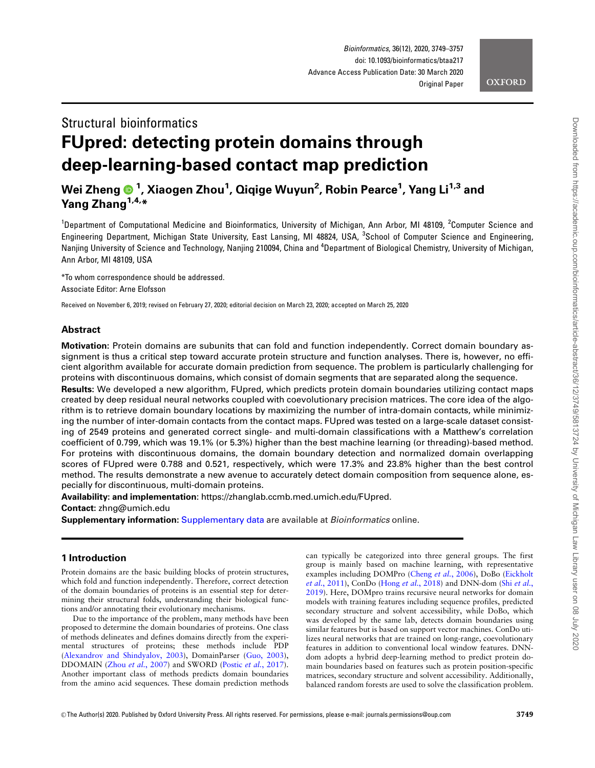Structural bioinformatics

# FUpred: detecting protein domains through deep-learning-based contact map prediction

**Wei Zheng [1], Xiaogen Zhou [1], Qiqige Wuyun [2], Robin Pearce [1], Yang Li [1,3] and Yang Zhang [1,4,*]**

[1]Department of Computational Medicine and Bioinformatics, University of Michigan, Ann Arbor, MI 48109, [2]Computer Science and Engineering Department, Michigan State University, East Lansing, MI 48824, USA, [3]School of Computer Science and Engineering, Nanjing University of Science and Technology, Nanjing 210094, China and [4]Department of Biological Chemistry, University of Michigan, Ann Arbor, MI 48109, USA

*To whom correspondence should be addressed.

Associate Editor: Arne Elofsson

Received on November 6, 2019; revised on February 27, 2020; editorial decision on March 23, 2020; accepted on March 25, 2020

## Abstract

**Motivation:** Protein domains are subunits that can fold and function independently. Correct domain boundary assignment is thus a critical step toward accurate protein structure and function analyses. There is, however, no efficient algorithm available for accurate domain prediction from sequence. The problem is particularly challenging for proteins with discontinuous domains, which consist of domain segments that are separated along the sequence.

**Results:** We developed a new algorithm, FUpred, which predicts protein domain boundaries utilizing contact maps created by deep residual neural networks coupled with coevolutionary precision matrices. The core idea of the algorithm is to retrieve domain boundary locations by maximizing the number of intra-domain contacts, while minimizing the number of inter-domain contacts from the contact maps. FUpred was tested on a large-scale dataset consisting of 2549 proteins and generated correct single- and multi-domain classifications with a Matthew's correlation coefficient of 0.799, which was 19.1% (or 5.3%) higher than the best machine learning (or threading)-based method. For proteins with discontinuous domains, the domain boundary detection and normalized domain overlapping scores of FUpred were 0.788 and 0.521, respectively, which were 17.3% and 23.8% higher than the best control method. The results demonstrate a new avenue to accurately detect domain composition from sequence alone, especially for discontinuous, multi-domain proteins.

**Availability: and implementation**: https://zhanglab.ccmb.med.umich.edu/FUpred.

**Contact:** zhng@umich.edu

**Supplementary information:** Supplementary data are available at *Bioinformatics* online.

## 1 Introduction

Protein domains are the basic building blocks of protein structures, which fold and function independently. Therefore, correct detection of the domain boundaries of proteins is an essential step for determining their structural folds, understanding their biological functions and/or annotating their evolutionary mechanisms.

Due to the importance of the problem, many methods have been proposed to determine the domain boundaries of proteins. One class of methods delineates and defines domains directly from the experimental structures of proteins; these methods include PDP (Alexandrov and Shindyalov, 2003), DomainParser (Guo, 2003), DDOMAIN (Zhou *et al.*, 2007) and SWORD (Postic *et al.*, 2017). Another important class of methods predicts domain boundaries from the amino acid sequences. These domain prediction methods can typically be categorized into three general groups. The first group is mainly based on machine learning, with representative examples including DOMPro (Cheng *et al.*, 2006), DoBo (Eickholt *et al.*, 2011), ConDo (Hong *et al.*, 2018) and DNN-dom (Shi *et al.*, 2019). Here, DOMpro trains recursive neural networks for domain models with training features including sequence profiles, predicted secondary structure and solvent accessibility, while DoBo, which was developed by the same lab, detects domain boundaries using similar features but is based on support vector machines. ConDo utilizes neural networks that are trained on long-range, coevolutionary features in addition to conventional local window features. DNN-dom adopts a hybrid deep-learning method to predict protein domain boundaries based on features such as protein position-specific matrices, secondary structure and solvent accessibility. Additionally, balanced random forests are used to solve the classification problem.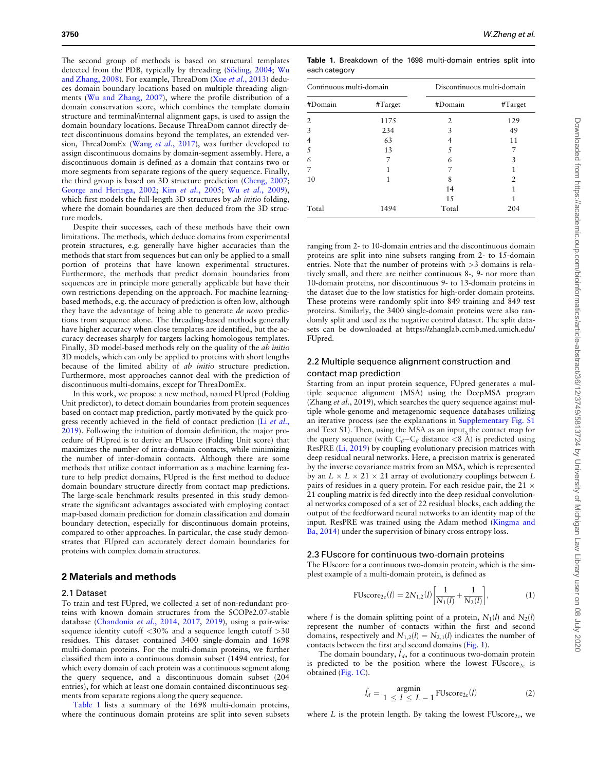The second group of methods is based on structural templates detected from the PDB, typically by threading (Söding, 2004; Wu and Zhang, 2008). For example, ThreaDom (Xue *et al.*, 2013) deduces domain boundary locations based on multiple threading alignments (Wu and Zhang, 2007), where the profile distribution of a domain conservation score, which combines the template domain structure and terminal/internal alignment gaps, is used to assign the domain boundary locations. Because ThreaDom cannot directly detect discontinuous domains beyond the templates, an extended version, ThreaDomEx (Wang *et al.*, 2017), was further developed to assign discontinuous domains by domain-segment assembly. Here, a discontinuous domain is defined as a domain that contains two or more segments from separate regions of the query sequence. Finally, the third group is based on 3D structure prediction (Cheng, 2007; George and Heringa, 2002; Kim *et al.*, 2005; Wu *et al.*, 2009), which first models the full-length 3D structures by *ab initio* folding, where the domain boundaries are then deduced from the 3D structure models.

Despite their successes, each of these methods have their own limitations. The methods, which deduce domains from experimental protein structures, e.g. generally have higher accuracies than the methods that start from sequences but can only be applied to a small portion of proteins that have known experimental structures. Furthermore, the methods that predict domain boundaries from sequences are in principle more generally applicable but have their own restrictions depending on the approach. For machine learning-based methods, e.g. the accuracy of prediction is often low, although they have the advantage of being able to generate *de novo* predictions from sequence alone. The threading-based methods generally have higher accuracy when close templates are identified, but the accuracy decreases sharply for targets lacking homologous templates. Finally, 3D model-based methods rely on the quality of the *ab initio* 3D models, which can only be applied to proteins with short lengths because of the limited ability of *ab initio* structure prediction. Furthermore, most approaches cannot deal with the prediction of discontinuous multi-domains, except for ThreaDomEx.

In this work, we propose a new method, named FUpred (Folding Unit predictor), to detect domain boundaries from protein sequences based on contact map prediction, partly motivated by the quick progress recently achieved in the field of contact prediction (Li *et al.*, 2019). Following the intuition of domain definition, the major procedure of FUpred is to derive an FUscore (Folding Unit score) that maximizes the number of intra-domain contacts, while minimizing the number of inter-domain contacts. Although there are some methods that utilize contact information as a machine learning feature to help predict domains, FUpred is the first method to deduce domain boundary structure directly from contact map predictions. The large-scale benchmark results presented in this study demonstrate the significant advantages associated with employing contact map-based domain prediction for domain classification and domain boundary detection, especially for discontinuous domain proteins, compared to other approaches. In particular, the case study demonstrates that FUpred can accurately detect domain boundaries for proteins with complex domain structures.

## 2 Materials and methods

### 2.1 Dataset

To train and test FUpred, we collected a set of non-redundant proteins with known domain structures from the SCOPe2.07-stable database (Chandonia *et al.*, 2014, 2017, 2019), using a pair-wise sequence identity cutoff <30% and a sequence length cutoff >30 residues. This dataset contained 3400 single-domain and 1698 multi-domain proteins. For the multi-domain proteins, we further classified them into a continuous domain subset (1494 entries), for which every domain of each protein was a continuous segment along the query sequence, and a discontinuous domain subset (204 entries), for which at least one domain contained discontinuous segments from separate regions along the query sequence.

**Table 1.** Breakdown of the 1698 multi-domain entries split into each category

| Continuous multi-domain | | Discontinuous multi-domain | |
|---|---|---|---|
| #Domain | #Target | #Domain | #Target |
| 2 | 1175 | 2 | 129 |
| 3 | 234 | 3 | 49 |
| 4 | 63 | 4 | 11 |
| 5 | 13 | 5 | 7 |
| 6 | 7 | 6 | 3 |
| 7 | 1 | 7 | 1 |
| 10 | 1 | 8 | 2 |
| | | 14 | 1 |
| | | 15 | 1 |
| Total | 1494 | Total | 204 |

Table 1 lists a summary of the 1698 multi-domain proteins, where the continuous domain proteins are split into seven subsets ranging from 2- to 10-domain entries and the discontinuous domain proteins are split into nine subsets ranging from 2- to 15-domain entries. Note that the number of proteins with >3 domains is relatively small, and there are neither continuous 8-, 9- nor more than 10-domain proteins, nor discontinuous 9- to 13-domain proteins in the dataset due to the low statistics for higher-order domain proteins. These proteins were randomly split into 849 training and 849 test proteins. Similarly, the 3400 single-domain proteins were also randomly split and used as the negative control dataset. The split datasets can be downloaded at https://zhanglab.ccmb.med.umich.edu/FUpred.

### 2.2 Multiple sequence alignment construction and contact map prediction

Starting from an input protein sequence, FUpred generates a multiple sequence alignment (MSA) using the DeepMSA program (Zhang *et al.*, 2019), which searches the query sequence against multiple whole-genome and metagenomic sequence databases utilizing an iterative process (see the explanations in Supplementary Fig. S1 and Text S1). Then, using the MSA as an input, the contact map for the query sequence (with $C_\beta$–$C_\beta$ distance <8 Å) is predicted using ResPRE (Li, 2019) by coupling evolutionary precision matrices with deep residual neural networks. Here, a precision matrix is generated by the inverse covariance matrix from an MSA, which is represented by an $L \times L \times 21 \times 21$ array of evolutionary couplings between $L$ pairs of residues in a query protein. For each residue pair, the $21 \times 21$ coupling matrix is fed directly into the deep residual convolutional networks composed of a set of 22 residual blocks, each adding the output of the feedforward neural networks to an identity map of the input. ResPRE was trained using the Adam method (Kingma and Ba, 2014) under the supervision of binary cross entropy loss.

### 2.3 FUscore for continuous two-domain proteins

The FUscore for a continuous two-domain protein, which is the simplest example of a multi-domain protein, is defined as

$$\mathrm{FUscore}_{2c}(l) = 2N_{1,2}(l)\left[\frac{1}{N_1(l)} + \frac{1}{N_2(l)}\right], \tag{1}$$

where $l$ is the domain splitting point of a protein, $N_1(l)$ and $N_2(l)$ represent the number of contacts within the first and second domains, respectively and $N_{1,2}(l) = N_{2,1}(l)$ indicates the number of contacts between the first and second domains (Fig. 1).

The domain boundary, $\hat{l}_d$, for a continuous two-domain protein is predicted to be the position where the lowest $\mathrm{FUscore}_{2c}$ is obtained (Fig. 1C).

$$\hat{l}_d = \underset{1 \le l \le L-1}{\operatorname{argmin}} \mathrm{FUscore}_{2c}(l) \tag{2}$$

where $L$ is the protein length. By taking the lowest $\mathrm{FUscore}_{2c}$, we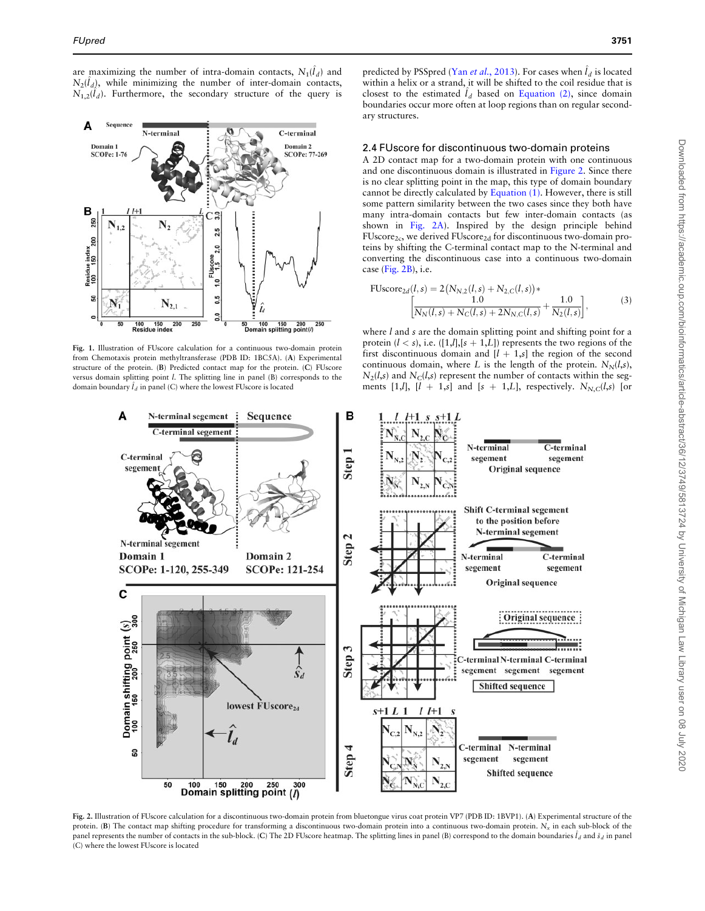are maximizing the number of intra-domain contacts, $N_1(\hat{l}_d)$ and $N_2(\hat{l}_d)$, while minimizing the number of inter-domain contacts, $N_{1,2}(\hat{l}_d)$. Furthermore, the secondary structure of the query is predicted by PSSpred (Yan *et al.*, 2013). For cases when $\hat{l}_d$ is located within a helix or a strand, it will be shifted to the coil residue that is closest to the estimated $\hat{l}_d$ based on Equation (2), since domain boundaries occur more often at loop regions than on regular secondary structures.

Fig. 1. Illustration of FUscore calculation for a continuous two-domain protein from Chemotaxis protein methyltransferase (PDB ID: 1BC5A). (**A**) Experimental structure of the protein. (**B**) Predicted contact map for the protein. (**C**) FUscore versus domain splitting point $l$. The splitting line in panel (B) corresponds to the domain boundary $\hat{l}_d$ in panel (C) where the lowest FUscore is located

## 2.4 FUscore for discontinuous two-domain proteins

A 2D contact map for a two-domain protein with one continuous and one discontinuous domain is illustrated in Figure 2. Since there is no clear splitting point in the map, this type of domain boundary cannot be directly calculated by Equation (1). However, there is still some pattern similarity between the two cases since they both have many intra-domain contacts but few inter-domain contacts (as shown in Fig. 2A). Inspired by the design principle behind $\text{FUscore}_{2c}$, we derived $\text{FUscore}_{2d}$ for discontinuous two-domain proteins by shifting the C-terminal contact map to the N-terminal and converting the discontinuous case into a continuous two-domain case (Fig. 2B), i.e.

$$\text{FUscore}_{2d}(l,s) = 2\left(N_{N,2}(l,s) + N_{2,C}(l,s)\right) * \left[\frac{1.0}{N_N(l,s) + N_C(l,s) + 2N_{N,C}(l,s)} + \frac{1.0}{N_2(l,s)}\right], \tag{3}$$

where $l$ and $s$ are the domain splitting point and shifting point for a protein ($l < s$), i.e. ([1,$l$],[$s$ + 1,$L$]) represents the two regions of the first discontinuous domain and [$l$ + 1,$s$] the region of the second continuous domain, where $L$ is the length of the protein. $N_N(l,s)$, $N_2(l,s)$ and $N_C(l,s)$ represent the number of contacts within the segments [1,$l$], [$l$ + 1,$s$] and [$s$ + 1,$L$], respectively. $N_{N,C}(l,s)$ [or

Fig. 2. Illustration of FUscore calculation for a discontinuous two-domain protein from bluetongue virus coat protein VP7 (PDB ID: 1BVP1). (**A**) Experimental structure of the protein. (**B**) The contact map shifting procedure for transforming a discontinuous two-domain protein into a continuous two-domain protein. $N_x$ in each sub-block of the panel represents the number of contacts in the sub-block. (**C**) The 2D FUscore heatmap. The splitting lines in panel (B) correspond to the domain boundaries $\hat{l}_d$ and $\hat{s}_d$ in panel (C) where the lowest FUscore is located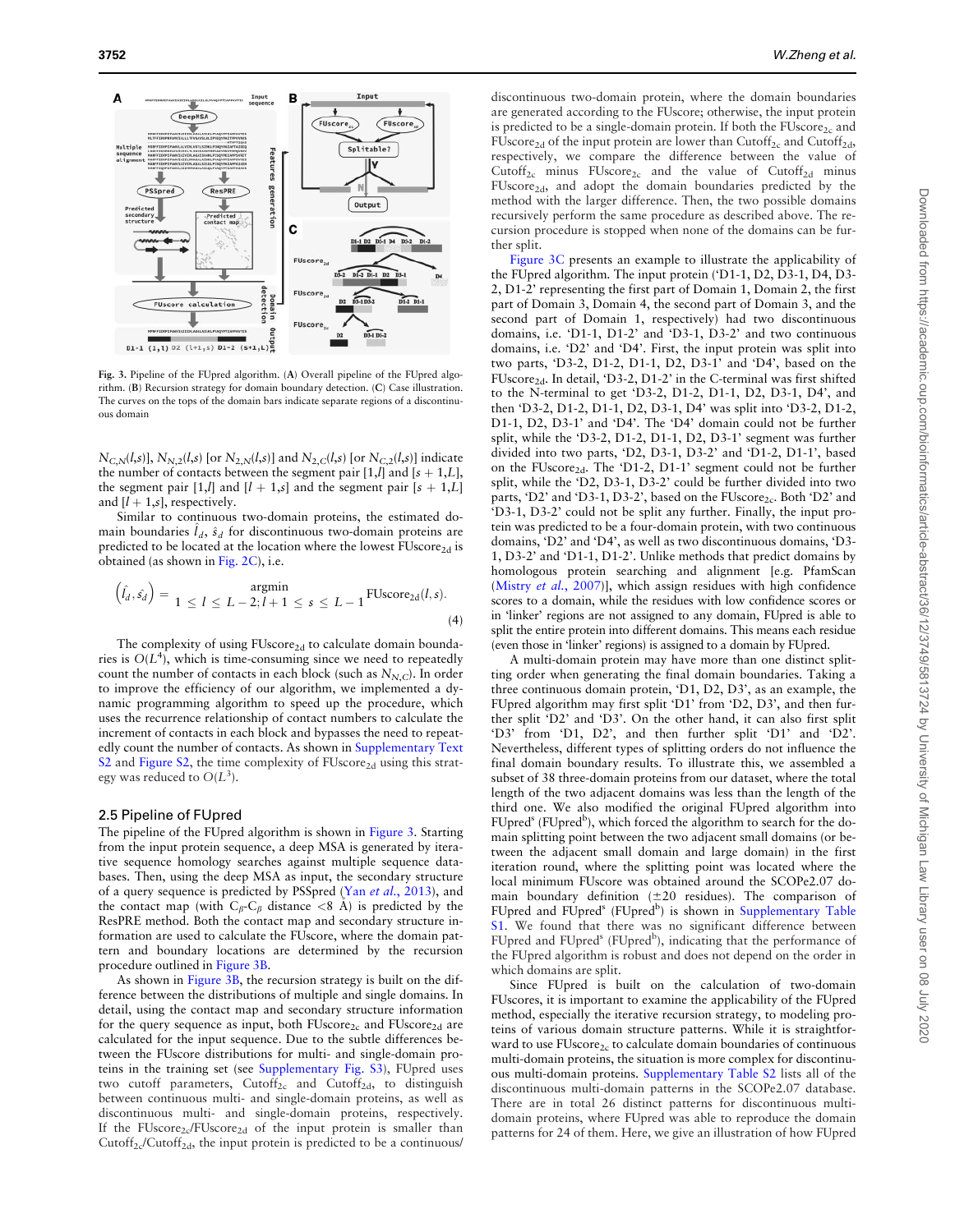Fig. 3. Pipeline of the FUpred algorithm. (A) Overall pipeline of the FUpred algorithm. (B) Recursion strategy for domain boundary detection. (C) Case illustration. The curves on the tops of the domain bars indicate separate regions of a discontinuous domain

$N_{C,N}(l,s)$], $N_{N,2}(l,s)$ [or $N_{2,N}(l,s)$] and $N_{2,C}(l,s)$ [or $N_{C,2}(l,s)$] indicate the number of contacts between the segment pair $[1,l]$ and $[s+1,L]$, the segment pair $[1,l]$ and $[l+1,s]$ and the segment pair $[s+1,L]$ and $[l+1,s]$, respectively.

Similar to continuous two-domain proteins, the estimated domain boundaries $\hat{l}_d$, $\hat{s}_d$ for discontinuous two-domain proteins are predicted to be located at the location where the lowest $\text{FUscore}_{2d}$ is obtained (as shown in Fig. 2C), i.e.

$$\left(\hat{l_d}, \hat{s_d}\right) = \underset{1 \le l \le L-2;\, l+1 \le s \le L-1}{\operatorname{argmin}} \text{FUscore}_{2d}(l,s). \quad (4)$$

The complexity of using $\text{FUscore}_{2d}$ to calculate domain boundaries is $O(L^4)$, which is time-consuming since we need to repeatedly count the number of contacts in each block (such as $N_{N,C}$). In order to improve the efficiency of our algorithm, we implemented a dynamic programming algorithm to speed up the procedure, which uses the recurrence relationship of contact numbers to calculate the increment of contacts in each block and bypasses the need to repeatedly count the number of contacts. As shown in Supplementary Text S2 and Figure S2, the time complexity of $\text{FUscore}_{2d}$ using this strategy was reduced to $O(L^3)$.

## 2.5 Pipeline of FUpred

The pipeline of the FUpred algorithm is shown in Figure 3. Starting from the input protein sequence, a deep MSA is generated by iterative sequence homology searches against multiple sequence databases. Then, using the deep MSA as input, the secondary structure of a query sequence is predicted by PSSpred (Yan *et al.*, 2013), and the contact map (with $C_\beta$-$C_\beta$ distance <8 Å) is predicted by the ResPRE method. Both the contact map and secondary structure information are used to calculate the FUscore, where the domain pattern and boundary locations are determined by the recursion procedure outlined in Figure 3B.

As shown in Figure 3B, the recursion strategy is built on the difference between the distributions of multiple and single domains. In detail, using the contact map and secondary structure information for the query sequence as input, both $\text{FUscore}_{2c}$ and $\text{FUscore}_{2d}$ are calculated for the input sequence. Due to the subtle differences between the FUscore distributions for multi- and single-domain proteins in the training set (see Supplementary Fig. S3), FUpred uses two cutoff parameters, $\text{Cutoff}_{2c}$ and $\text{Cutoff}_{2d}$, to distinguish between continuous multi- and single-domain proteins, as well as discontinuous multi- and single-domain proteins, respectively. If the $\text{FUscore}_{2c}$/$\text{FUscore}_{2d}$ of the input protein is smaller than $\text{Cutoff}_{2c}$/$\text{Cutoff}_{2d}$, the input protein is predicted to be a continuous/discontinuous two-domain protein, where the domain boundaries are generated according to the FUscore; otherwise, the input protein is predicted to be a single-domain protein. If both the $\text{FUscore}_{2c}$ and $\text{FUscore}_{2d}$ of the input protein are lower than $\text{Cutoff}_{2c}$ and $\text{Cutoff}_{2d}$, respectively, we compare the difference between the value of $\text{Cutoff}_{2c}$ minus $\text{FUscore}_{2c}$ and the value of $\text{Cutoff}_{2d}$ minus $\text{FUscore}_{2d}$, and adopt the domain boundaries predicted by the method with the larger difference. Then, the two possible domains recursively perform the same procedure as described above. The recursion procedure is stopped when none of the domains can be further split.

Figure 3C presents an example to illustrate the applicability of the FUpred algorithm. The input protein ('D1-1, D2, D3-1, D4, D3-2, D1-2' representing the first part of Domain 1, Domain 2, the first part of Domain 3, Domain 4, the second part of Domain 3, and the second part of Domain 1, respectively) had two discontinuous domains, i.e. 'D1-1, D1-2' and 'D3-1, D3-2' and two continuous domains, i.e. 'D2' and 'D4'. First, the input protein was split into two parts, 'D3-2, D1-2, D1-1, D2, D3-1' and 'D4', based on the $\text{FUscore}_{2d}$. In detail, 'D3-2, D1-2' in the C-terminal was first shifted to the N-terminal to get 'D3-2, D1-2, D1-1, D2, D3-1, D4', and then 'D3-2, D1-2, D1-1, D2, D3-1, D4' was split into 'D3-2, D1-2, D1-1, D2, D3-1' and 'D4'. The 'D4' domain could not be further split, while the 'D3-2, D1-2, D1-1, D2, D3-1' segment was further divided into two parts, 'D2, D3-1, D3-2' and 'D1-2, D1-1', based on the $\text{FUscore}_{2d}$. The 'D1-2, D1-1' segment could not be further split, while the 'D2, D3-1, D3-2' could be further divided into two parts, 'D2' and 'D3-1, D3-2', based on the $\text{FUscore}_{2c}$. Both 'D2' and 'D3-1, D3-2' could not be split any further. Finally, the input protein was predicted to be a four-domain protein, with two continuous domains, 'D2' and 'D4', as well as two discontinuous domains, 'D3-1, D3-2' and 'D1-1, D1-2'. Unlike methods that predict domains by homologous protein searching and alignment [e.g. PfamScan (Mistry *et al.*, 2007)], which assign residues with high confidence scores to a domain, while the residues with low confidence scores or in 'linker' regions are not assigned to any domain, FUpred is able to split the entire protein into different domains. This means each residue (even those in 'linker' regions) is assigned to a domain by FUpred.

A multi-domain protein may have more than one distinct splitting order when generating the final domain boundaries. Taking a three continuous domain protein, 'D1, D2, D3', as an example, the FUpred algorithm may first split 'D1' from 'D2, D3', and then further split 'D2' and 'D3'. On the other hand, it can also first split 'D3' from 'D1, D2', and then further split 'D1' and 'D2'. Nevertheless, different types of splitting orders do not influence the final domain boundary results. To illustrate this, we assembled a subset of 38 three-domain proteins from our dataset, where the total length of the two adjacent domains was less than the length of the third one. We also modified the original FUpred algorithm into $\text{FUpred}^{s}$ ($\text{FUpred}^{b}$), which forced the algorithm to search for the domain splitting point between the two adjacent small domains (or between the adjacent small domain and large domain) in the first iteration round, where the splitting point was located where the local minimum FUscore was obtained around the SCOPe2.07 domain boundary definition (±20 residues). The comparison of FUpred and $\text{FUpred}^{s}$ ($\text{FUpred}^{b}$) is shown in Supplementary Table S1. We found that there was no significant difference between FUpred and $\text{FUpred}^{s}$ ($\text{FUpred}^{b}$), indicating that the performance of the FUpred algorithm is robust and does not depend on the order in which domains are split.

Since FUpred is built on the calculation of two-domain FUscores, it is important to examine the applicability of the FUpred method, especially the iterative recursion strategy, to modeling proteins of various domain structure patterns. While it is straightforward to use $\text{FUscore}_{2c}$ to calculate domain boundaries of continuous multi-domain proteins, the situation is more complex for discontinuous multi-domain proteins. Supplementary Table S2 lists all of the discontinuous multi-domain patterns in the SCOPe2.07 database. There are in total 26 distinct patterns for discontinuous multi-domain proteins, where FUpred was able to reproduce the domain patterns for 24 of them. Here, we give an illustration of how FUpred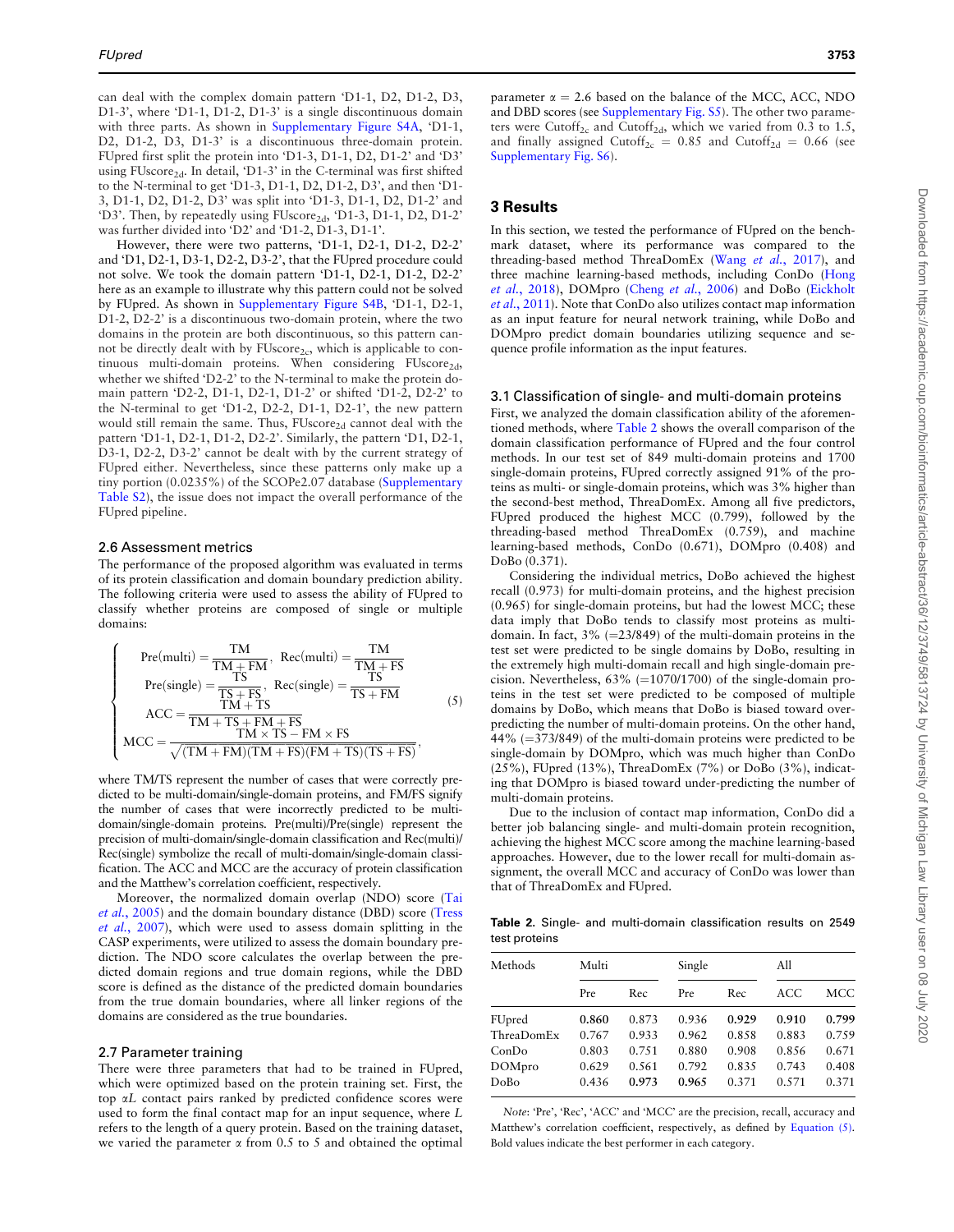can deal with the complex domain pattern 'D1-1, D2, D1-2, D3, D1-3', where 'D1-1, D1-2, D1-3' is a single discontinuous domain with three parts. As shown in Supplementary Figure S4A, 'D1-1, D2, D1-2, D3, D1-3' is a discontinuous three-domain protein. FUpred first split the protein into 'D1-3, D1-1, D2, D1-2' and 'D3' using $\text{FUscore}_{2d}$. In detail, 'D1-3' in the C-terminal was first shifted to the N-terminal to get 'D1-3, D1-1, D2, D1-2, D3', and then 'D1-3, D1-1, D2, D1-2, D3' was split into 'D1-3, D1-1, D2, D1-2' and 'D3'. Then, by repeatedly using $\text{FUscore}_{2d}$, 'D1-3, D1-1, D2, D1-2' was further divided into 'D2' and 'D1-2, D1-3, D1-1'.

However, there were two patterns, 'D1-1, D2-1, D1-2, D2-2' and 'D1, D2-1, D3-1, D2-2, D3-2', that the FUpred procedure could not solve. We took the domain pattern 'D1-1, D2-1, D1-2, D2-2' here as an example to illustrate why this pattern could not be solved by FUpred. As shown in Supplementary Figure S4B, 'D1-1, D2-1, D1-2, D2-2' is a discontinuous two-domain protein, where the two domains in the protein are both discontinuous, so this pattern cannot be directly dealt with by $\text{FUscore}_{2c}$, which is applicable to continuous multi-domain proteins. When considering $\text{FUscore}_{2d}$, whether we shifted 'D2-2' to the N-terminal to make the protein domain pattern 'D2-2, D1-1, D2-1, D1-2' or shifted 'D1-2, D2-2' to the N-terminal to get 'D1-2, D2-2, D1-1, D2-1', the new pattern would still remain the same. Thus, $\text{FUscore}_{2d}$ cannot deal with the pattern 'D1-1, D2-1, D1-2, D2-2'. Similarly, the pattern 'D1, D2-1, D3-1, D2-2, D3-2' cannot be dealt with by the current strategy of FUpred either. Nevertheless, since these patterns only make up a tiny portion (0.0235%) of the SCOPe2.07 database (Supplementary Table S2), the issue does not impact the overall performance of the FUpred pipeline.

### 2.6 Assessment metrics

The performance of the proposed algorithm was evaluated in terms of its protein classification and domain boundary prediction ability. The following criteria were used to assess the ability of FUpred to classify whether proteins are composed of single or multiple domains:

$$
\begin{cases}
\text{Pre(multi)} = \dfrac{\text{TM}}{\text{TM} + \text{FM}}, \ \text{Rec(multi)} = \dfrac{\text{TM}}{\text{TM} + \text{FS}} \\
\text{Pre(single)} = \dfrac{\text{TS}}{\text{TS} + \text{FS}}, \ \text{Rec(single)} = \dfrac{\text{TS}}{\text{TS} + \text{FM}} \\
\text{ACC} = \dfrac{\text{TM} + \text{TS}}{\text{TM} + \text{TS} + \text{FM} + \text{FS}} \\
\text{MCC} = \dfrac{\text{TM} \times \text{TS} - \text{FM} \times \text{FS}}{\sqrt{(\text{TM} + \text{FM})(\text{TM} + \text{FS})(\text{FM} + \text{TS})(\text{TS} + \text{FS})}},
\end{cases}
\quad (5)
$$

where TM/TS represent the number of cases that were correctly predicted to be multi-domain/single-domain proteins, and FM/FS signify the number of cases that were incorrectly predicted to be multi-domain/single-domain proteins. Pre(multi)/Pre(single) represent the precision of multi-domain/single-domain classification and Rec(multi)/Rec(single) symbolize the recall of multi-domain/single-domain classification. The ACC and MCC are the accuracy of protein classification and the Matthew's correlation coefficient, respectively.

Moreover, the normalized domain overlap (NDO) score (Tai *et al.*, 2005) and the domain boundary distance (DBD) score (Tress *et al.*, 2007), which were used to assess domain splitting in the CASP experiments, were utilized to assess the domain boundary prediction. The NDO score calculates the overlap between the predicted domain regions and true domain regions, while the DBD score is defined as the distance of the predicted domain boundaries from the true domain boundaries, where all linker regions of the domains are considered as the true boundaries.

### 2.7 Parameter training

There were three parameters that had to be trained in FUpred, which were optimized based on the protein training set. First, the top $\alpha L$ contact pairs ranked by predicted confidence scores were used to form the final contact map for an input sequence, where $L$ refers to the length of a query protein. Based on the training dataset, we varied the parameter $\alpha$ from 0.5 to 5 and obtained the optimal parameter $\alpha = 2.6$ based on the balance of the MCC, ACC, NDO and DBD scores (see Supplementary Fig. S5). The other two parameters were $\text{Cutoff}_{2c}$ and $\text{Cutoff}_{2d}$, which we varied from 0.3 to 1.5, and finally assigned $\text{Cutoff}_{2c} = 0.85$ and $\text{Cutoff}_{2d} = 0.66$ (see Supplementary Fig. S6).

## 3 Results

In this section, we tested the performance of FUpred on the benchmark dataset, where its performance was compared to the threading-based method ThreaDomEx (Wang *et al.*, 2017), and three machine learning-based methods, including ConDo (Hong *et al.*, 2018), DOMpro (Cheng *et al.*, 2006) and DoBo (Eickholt *et al.*, 2011). Note that ConDo also utilizes contact map information as an input feature for neural network training, while DoBo and DOMpro predict domain boundaries utilizing sequence and sequence profile information as the input features.

### 3.1 Classification of single- and multi-domain proteins

First, we analyzed the domain classification ability of the aforementioned methods, where Table 2 shows the overall comparison of the domain classification performance of FUpred and the four control methods. In our test set of 849 multi-domain proteins and 1700 single-domain proteins, FUpred correctly assigned 91% of the proteins as multi- or single-domain proteins, which was 3% higher than the second-best method, ThreaDomEx. Among all five predictors, FUpred produced the highest MCC (0.799), followed by the threading-based method ThreaDomEx (0.759), and machine learning-based methods, ConDo (0.671), DOMpro (0.408) and DoBo (0.371).

Considering the individual metrics, DoBo achieved the highest recall (0.973) for multi-domain proteins, and the highest precision (0.965) for single-domain proteins, but had the lowest MCC; these data imply that DoBo tends to classify most proteins as multi-domain. In fact, 3% (=23/849) of the multi-domain proteins in the test set were predicted to be single domains by DoBo, resulting in the extremely high multi-domain recall and high single-domain precision. Nevertheless, 63% (=1070/1700) of the single-domain proteins in the test set were predicted to be composed of multiple domains by DoBo, which means that DoBo is biased toward over-predicting the number of multi-domain proteins. On the other hand, 44% (=373/849) of the multi-domain proteins were predicted to be single-domain by DOMpro, which was much higher than ConDo (25%), FUpred (13%), ThreaDomEx (7%) or DoBo (3%), indicating that DOMpro is biased toward under-predicting the number of multi-domain proteins.

Due to the inclusion of contact map information, ConDo did a better job balancing single- and multi-domain protein recognition, achieving the highest MCC score among the machine learning-based approaches. However, due to the lower recall for multi-domain assignment, the overall MCC and accuracy of ConDo was lower than that of ThreaDomEx and FUpred.

**Table 2.** Single- and multi-domain classification results on 2549 test proteins

| Methods | Multi | | Single | | All | |
|---|---|---|---|---|---|---|
| | Pre | Rec | Pre | Rec | ACC | MCC |
| FUpred | **0.860** | 0.873 | 0.936 | **0.929** | **0.910** | **0.799** |
| ThreaDomEx | 0.767 | 0.933 | 0.962 | 0.858 | 0.883 | 0.759 |
| ConDo | 0.803 | 0.751 | 0.880 | 0.908 | 0.856 | 0.671 |
| DOMpro | 0.629 | 0.561 | 0.792 | 0.835 | 0.743 | 0.408 |
| DoBo | 0.436 | **0.973** | **0.965** | 0.371 | 0.571 | 0.371 |

*Note*: 'Pre', 'Rec', 'ACC' and 'MCC' are the precision, recall, accuracy and Matthew's correlation coefficient, respectively, as defined by Equation (5). Bold values indicate the best performer in each category.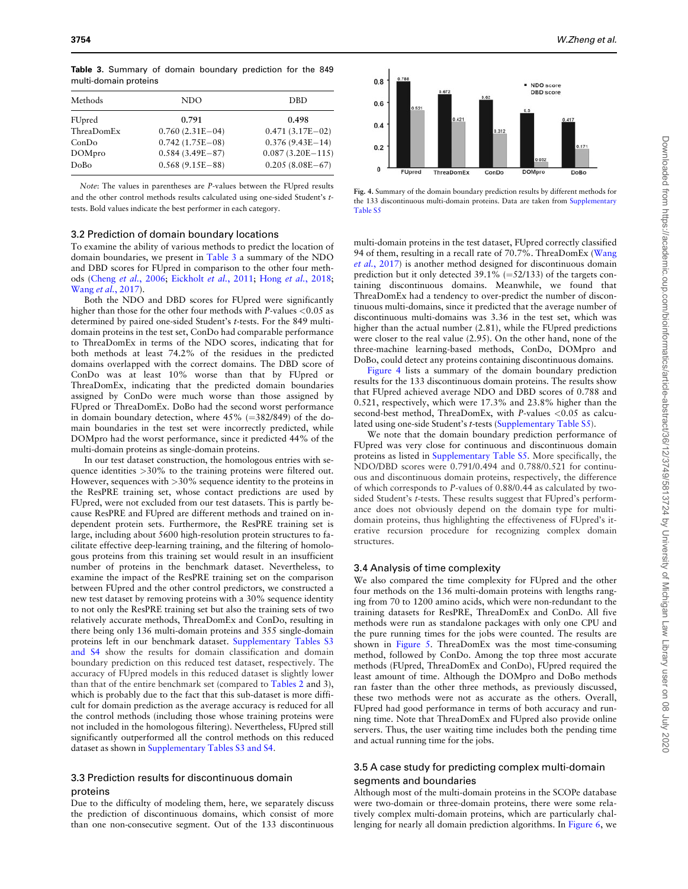**Table 3.** Summary of domain boundary prediction for the 849 multi-domain proteins

| Methods | NDO | DBD |
|---|---|---|
| FUpred | **0.791** | **0.498** |
| ThreaDomEx | 0.760 (2.31E−04) | 0.471 (3.17E−02) |
| ConDo | 0.742 (1.75E−08) | 0.376 (9.43E−14) |
| DOMpro | 0.584 (3.49E−87) | 0.087 (3.20E−115) |
| DoBo | 0.568 (9.15E−88) | 0.205 (8.08E−67) |

*Note*: The values in parentheses are *P*-values between the FUpred results and the other control methods results calculated using one-sided Student's *t*-tests. Bold values indicate the best performer in each category.

### 3.2 Prediction of domain boundary locations

To examine the ability of various methods to predict the location of domain boundaries, we present in Table 3 a summary of the NDO and DBD scores for FUpred in comparison to the other four methods (Cheng *et al.*, 2006; Eickholt *et al.*, 2011; Hong *et al.*, 2018; Wang *et al.*, 2017).

Both the NDO and DBD scores for FUpred were significantly higher than those for the other four methods with *P*-values <0.05 as determined by paired one-sided Student's *t*-tests. For the 849 multi-domain proteins in the test set, ConDo had comparable performance to ThreaDomEx in terms of the NDO scores, indicating that for both methods at least 74.2% of the residues in the predicted domains overlapped with the correct domains. The DBD score of ConDo was at least 10% worse than that by FUpred or ThreaDomEx, indicating that the predicted domain boundaries assigned by ConDo were much worse than those assigned by FUpred or ThreaDomEx. DoBo had the second worst performance in domain boundary detection, where 45% (=382/849) of the domain boundaries in the test set were incorrectly predicted, while DOMpro had the worst performance, since it predicted 44% of the multi-domain proteins as single-domain proteins.

In our test dataset construction, the homologous entries with sequence identities >30% to the training proteins were filtered out. However, sequences with >30% sequence identity to the proteins in the ResPRE training set, whose contact predictions are used by FUpred, were not excluded from our test datasets. This is partly because ResPRE and FUpred are different methods and trained on independent protein sets. Furthermore, the ResPRE training set is large, including about 5600 high-resolution protein structures to facilitate effective deep-learning training, and the filtering of homologous proteins from this training set would result in an insufficient number of proteins in the benchmark dataset. Nevertheless, to examine the impact of the ResPRE training set on the comparison between FUpred and the other control predictors, we constructed a new test dataset by removing proteins with a 30% sequence identity to not only the ResPRE training set but also the training sets of two relatively accurate methods, ThreaDomEx and ConDo, resulting in there being only 136 multi-domain proteins and 355 single-domain proteins left in our benchmark dataset. Supplementary Tables S3 and S4 show the results for domain classification and domain boundary prediction on this reduced test dataset, respectively. The accuracy of FUpred models in this reduced dataset is slightly lower than that of the entire benchmark set (compared to Tables 2 and 3), which is probably due to the fact that this sub-dataset is more difficult for domain prediction as the average accuracy is reduced for all the control methods (including those whose training proteins were not included in the homologous filtering). Nevertheless, FUpred still significantly outperformed all the control methods on this reduced dataset as shown in Supplementary Tables S3 and S4.

### 3.3 Prediction results for discontinuous domain proteins

Due to the difficulty of modeling them, here, we separately discuss the prediction of discontinuous domains, which consist of more than one non-consecutive segment. Out of the 133 discontinuous multi-domain proteins in the test dataset, FUpred correctly classified 94 of them, resulting in a recall rate of 70.7%. ThreaDomEx (Wang *et al.*, 2017) is another method designed for discontinuous domain prediction but it only detected 39.1% (=52/133) of the targets containing discontinuous domains. Meanwhile, we found that ThreaDomEx had a tendency to over-predict the number of discontinuous multi-domains, since it predicted that the average number of discontinuous multi-domains was 3.36 in the test set, which was higher than the actual number (2.81), while the FUpred predictions were closer to the real value (2.95). On the other hand, none of the three-machine learning-based methods, ConDo, DOMpro and DoBo, could detect any proteins containing discontinuous domains.

**Fig. 4.** Summary of the domain boundary prediction results by different methods for the 133 discontinuous multi-domain proteins. Data are taken from Supplementary Table S5

Figure 4 lists a summary of the domain boundary prediction results for the 133 discontinuous domain proteins. The results show that FUpred achieved average NDO and DBD scores of 0.788 and 0.521, respectively, which were 17.3% and 23.8% higher than the second-best method, ThreaDomEx, with *P*-values <0.05 as calculated using one-side Student's *t*-tests (Supplementary Table S5).

We note that the domain boundary prediction performance of FUpred was very close for continuous and discontinuous domain proteins as listed in Supplementary Table S5. More specifically, the NDO/DBD scores were 0.791/0.494 and 0.788/0.521 for continuous and discontinuous domain proteins, respectively, the difference of which corresponds to *P*-values of 0.88/0.44 as calculated by two-sided Student's *t*-tests. These results suggest that FUpred's performance does not obviously depend on the domain type for multi-domain proteins, thus highlighting the effectiveness of FUpred's iterative recursion procedure for recognizing complex domain structures.

### 3.4 Analysis of time complexity

We also compared the time complexity for FUpred and the other four methods on the 136 multi-domain proteins with lengths ranging from 70 to 1200 amino acids, which were non-redundant to the training datasets for ResPRE, ThreaDomEx and ConDo. All five methods were run as standalone packages with only one CPU and the pure running times for the jobs were counted. The results are shown in Figure 5. ThreaDomEx was the most time-consuming method, followed by ConDo. Among the top three most accurate methods (FUpred, ThreaDomEx and ConDo), FUpred required the least amount of time. Although the DOMpro and DoBo methods ran faster than the other three methods, as previously discussed, these two methods were not as accurate as the others. Overall, FUpred had good performance in terms of both accuracy and running time. Note that ThreaDomEx and FUpred also provide online servers. Thus, the user waiting time includes both the pending time and actual running time for the jobs.

### 3.5 A case study for predicting complex multi-domain segments and boundaries

Although most of the multi-domain proteins in the SCOPe database were two-domain or three-domain proteins, there were some relatively complex multi-domain proteins, which are particularly challenging for nearly all domain prediction algorithms. In Figure 6, we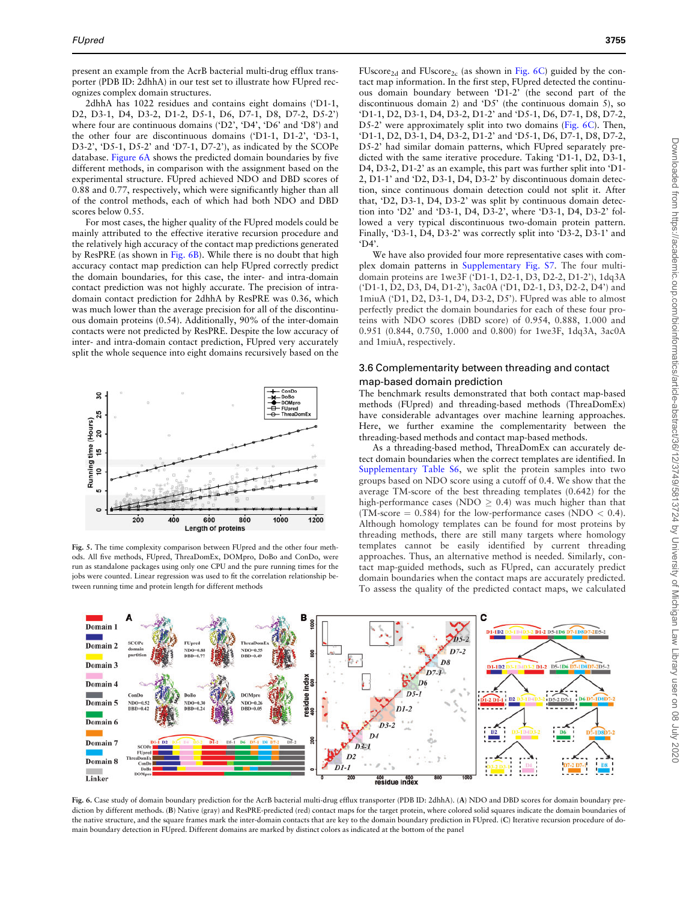present an example from the AcrB bacterial multi-drug efflux transporter (PDB ID: 2dhhA) in our test set to illustrate how FUpred recognizes complex domain structures.

2dhhA has 1022 residues and contains eight domains ('D1-1, D2, D3-1, D4, D3-2, D1-2, D5-1, D6, D7-1, D8, D7-2, D5-2') where four are continuous domains ('D2', 'D4', 'D6' and 'D8') and the other four are discontinuous domains ('D1-1, D1-2', 'D3-1, D3-2', 'D5-1, D5-2' and 'D7-1, D7-2'), as indicated by the SCOPe database. Figure 6A shows the predicted domain boundaries by five different methods, in comparison with the assignment based on the experimental structure. FUpred achieved NDO and DBD scores of 0.88 and 0.77, respectively, which were significantly higher than all of the control methods, each of which had both NDO and DBD scores below 0.55.

For most cases, the higher quality of the FUpred models could be mainly attributed to the effective iterative recursion procedure and the relatively high accuracy of the contact map predictions generated by ResPRE (as shown in Fig. 6B). While there is no doubt that high accuracy contact map prediction can help FUpred correctly predict the domain boundaries, for this case, the inter- and intra-domain contact prediction was not highly accurate. The precision of intra-domain contact prediction for 2dhhA by ResPRE was 0.36, which was much lower than the average precision for all of the discontinuous domain proteins (0.54). Additionally, 90% of the inter-domain contacts were not predicted by ResPRE. Despite the low accuracy of inter- and intra-domain contact prediction, FUpred very accurately split the whole sequence into eight domains recursively based on the $FUscore_{2d}$ and $FUscore_{2c}$ (as shown in Fig. 6C) guided by the contact map information. In the first step, FUpred detected the continuous domain boundary between 'D1-2' (the second part of the discontinuous domain 2) and 'D5' (the continuous domain 5), so 'D1-1, D2, D3-1, D4, D3-2, D1-2' and 'D5-1, D6, D7-1, D8, D7-2, D5-2' were approximately split into two domains (Fig. 6C). Then, 'D1-1, D2, D3-1, D4, D3-2, D1-2' and 'D5-1, D6, D7-1, D8, D7-2, D5-2' had similar domain patterns, which FUpred separately predicted with the same iterative procedure. Taking 'D1-1, D2, D3-1, D4, D3-2, D1-2' as an example, this part was further split into 'D1-2, D1-1' and 'D2, D3-1, D4, D3-2' by discontinuous domain detection, since continuous domain detection could not split it. After that, 'D2, D3-1, D4, D3-2' was split by continuous domain detection into 'D2' and 'D3-1, D4, D3-2', where 'D3-1, D4, D3-2' followed a very typical discontinuous two-domain protein pattern. Finally, 'D3-1, D4, D3-2' was correctly split into 'D3-2, D3-1' and 'D4'.

We have also provided four more representative cases with complex domain patterns in Supplementary Fig. S7. The four multi-domain proteins are 1we3F ('D1-1, D2-1, D3, D2-2, D1-2'), 1dq3A ('D1-1, D2, D3, D4, D1-2'), 3ac0A ('D1, D2-1, D3, D2-2, D4') and 1miuA ('D1, D2, D3-1, D4, D3-2, D5'). FUpred was able to almost perfectly predict the domain boundaries for each of these four proteins with NDO scores (DBD score) of 0.954, 0.888, 1.000 and 0.951 (0.844, 0.750, 1.000 and 0.800) for 1we3F, 1dq3A, 3ac0A and 1miuA, respectively.

Fig. 5. The time complexity comparison between FUpred and the other four methods. All five methods, FUpred, ThreaDomEx, DOMpro, DoBo and ConDo, were run as standalone packages using only one CPU and the pure running times for the jobs were counted. Linear regression was used to fit the correlation relationship between running time and protein length for different methods

### 3.6 Complementarity between threading and contact map-based domain prediction

The benchmark results demonstrated that both contact map-based methods (FUpred) and threading-based methods (ThreaDomEx) have considerable advantages over machine learning approaches. Here, we further examine the complementarity between the threading-based methods and contact map-based methods.

As a threading-based method, ThreaDomEx can accurately detect domain boundaries when the correct templates are identified. In Supplementary Table S6, we split the protein samples into two groups based on NDO score using a cutoff of 0.4. We show that the average TM-score of the best threading templates (0.642) for the high-performance cases (NDO $\geq$ 0.4) was much higher than that (TM-score = 0.584) for the low-performance cases (NDO < 0.4). Although homology templates can be found for most proteins by threading methods, there are still many targets where homology templates cannot be easily identified by current threading approaches. Thus, an alternative method is needed. Similarly, contact map-guided methods, such as FUpred, can accurately predict domain boundaries when the contact maps are accurately predicted. To assess the quality of the predicted contact maps, we calculated

Fig. 6. Case study of domain boundary prediction for the AcrB bacterial multi-drug efflux transporter (PDB ID: 2dhhA). (A) NDO and DBD scores for domain boundary prediction by different methods. (B) Native (gray) and ResPRE-predicted (red) contact maps for the target protein, where colored solid squares indicate the domain boundaries of the native structure, and the square frames mark the inter-domain contacts that are key to the domain boundary prediction in FUpred. (C) Iterative recursion procedure of domain boundary detection in FUpred. Different domains are marked by distinct colors as indicated at the bottom of the panel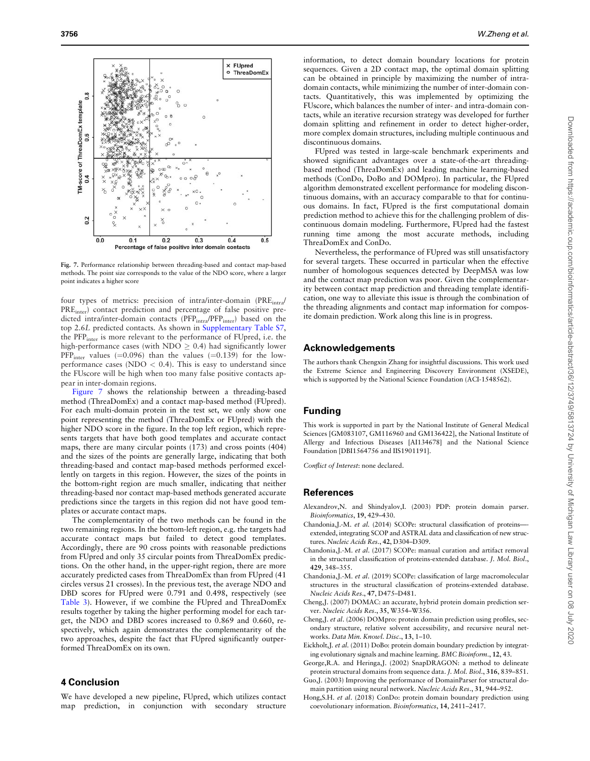Fig. 7. Performance relationship between threading-based and contact map-based methods. The point size corresponds to the value of the NDO score, where a larger point indicates a higher score

four types of metrics: precision of intra/inter-domain ($PRE_{intra}$/$PRE_{inter}$) contact prediction and percentage of false positive predicted intra/inter-domain contacts ($PFP_{intra}$/$PFP_{inter}$) based on the top 2.6*L* predicted contacts. As shown in Supplementary Table S7, the $PFP_{inter}$ is more relevant to the performance of FUpred, i.e. the high-performance cases (with NDO $\geq$ 0.4) had significantly lower $PFP_{inter}$ values (=0.096) than the values (=0.139) for the low-performance cases (NDO < 0.4). This is easy to understand since the FUscore will be high when too many false positive contacts appear in inter-domain regions.

Figure 7 shows the relationship between a threading-based method (ThreaDomEx) and a contact map-based method (FUpred). For each multi-domain protein in the test set, we only show one point representing the method (ThreaDomEx or FUpred) with the higher NDO score in the figure. In the top left region, which represents targets that have both good templates and accurate contact maps, there are many circular points (173) and cross points (404) and the sizes of the points are generally large, indicating that both threading-based and contact map-based methods performed excellently on targets in this region. However, the sizes of the points in the bottom-right region are much smaller, indicating that neither threading-based nor contact map-based methods generated accurate predictions since the targets in this region did not have good templates or accurate contact maps.

The complementarity of the two methods can be found in the two remaining regions. In the bottom-left region, e.g. the targets had accurate contact maps but failed to detect good templates. Accordingly, there are 90 cross points with reasonable predictions from FUpred and only 35 circular points from ThreaDomEx predictions. On the other hand, in the upper-right region, there are more accurately predicted cases from ThreaDomEx than from FUpred (41 circles versus 21 crosses). In the previous test, the average NDO and DBD scores for FUpred were 0.791 and 0.498, respectively (see Table 3). However, if we combine the FUpred and ThreaDomEx results together by taking the higher performing model for each target, the NDO and DBD scores increased to 0.869 and 0.660, respectively, which again demonstrates the complementarity of the two approaches, despite the fact that FUpred significantly outperformed ThreaDomEx on its own.

## 4 Conclusion

We have developed a new pipeline, FUpred, which utilizes contact map prediction, in conjunction with secondary structure information, to detect domain boundary locations for protein sequences. Given a 2D contact map, the optimal domain splitting can be obtained in principle by maximizing the number of intra-domain contacts, while minimizing the number of inter-domain contacts. Quantitatively, this was implemented by optimizing the FUscore, which balances the number of inter- and intra-domain contacts, while an iterative recursion strategy was developed for further domain splitting and refinement in order to detect higher-order, more complex domain structures, including multiple continuous and discontinuous domains.

FUpred was tested in large-scale benchmark experiments and showed significant advantages over a state-of-the-art threading-based method (ThreaDomEx) and leading machine learning-based methods (ConDo, DoBo and DOMpro). In particular, the FUpred algorithm demonstrated excellent performance for modeling discontinuous domains, with an accuracy comparable to that for continuous domains. In fact, FUpred is the first computational domain prediction method to achieve this for the challenging problem of discontinuous domain modeling. Furthermore, FUpred had the fastest running time among the most accurate methods, including ThreaDomEx and ConDo.

Nevertheless, the performance of FUpred was still unsatisfactory for several targets. These occurred in particular when the effective number of homologous sequences detected by DeepMSA was low and the contact map prediction was poor. Given the complementarity between contact map prediction and threading template identification, one way to alleviate this issue is through the combination of the threading alignments and contact map information for composite domain prediction. Work along this line is in progress.

## Acknowledgements

The authors thank Chengxin Zhang for insightful discussions. This work used the Extreme Science and Engineering Discovery Environment (XSEDE), which is supported by the National Science Foundation (ACI-1548562).

## Funding

This work is supported in part by the National Institute of General Medical Sciences [GM083107, GM116960 and GM136422], the National Institute of Allergy and Infectious Diseases [AI134678] and the National Science Foundation [DBI1564756 and IIS1901191].

*Conflict of Interest*: none declared.

## References

Alexandrov,N. and Shindyalov,I. (2003) PDP: protein domain parser. *Bioinformatics*, **19**, 429–430.

Chandonia,J.-M. *et al.* (2014) SCOPe: structural classification of proteins—extended, integrating SCOP and ASTRAL data and classification of new structures. *Nucleic Acids Res.*, **42**, D304–D309.

Chandonia,J.-M. *et al.* (2017) SCOPe: manual curation and artifact removal in the structural classification of proteins-extended database. *J. Mol. Biol.*, **429**, 348–355.

Chandonia,J.-M. *et al.* (2019) SCOPe: classification of large macromolecular structures in the structural classification of proteins-extended database. *Nucleic Acids Res.*, **47**, D475–D481.

Cheng,J. (2007) DOMAC: an accurate, hybrid protein domain prediction server. *Nucleic Acids Res.*, **35**, W354–W356.

Cheng,J. *et al.* (2006) DOMpro: protein domain prediction using profiles, secondary structure, relative solvent accessibility, and recursive neural networks. *Data Min. Knowl. Disc.*, **13**, 1–10.

Eickholt,J. *et al.* (2011) DoBo: protein domain boundary prediction by integrating evolutionary signals and machine learning. *BMC Bioinform.*, **12**, 43.

George,R.A. and Heringa,J. (2002) SnapDRAGON: a method to delineate protein structural domains from sequence data. *J. Mol. Biol.*, **316**, 839–851.

Guo,J. (2003) Improving the performance of DomainParser for structural domain partition using neural network. *Nucleic Acids Res.*, **31**, 944–952.

Hong,S.H. *et al.* (2018) ConDo: protein domain boundary prediction using coevolutionary information. *Bioinformatics*, **14**, 2411–2417.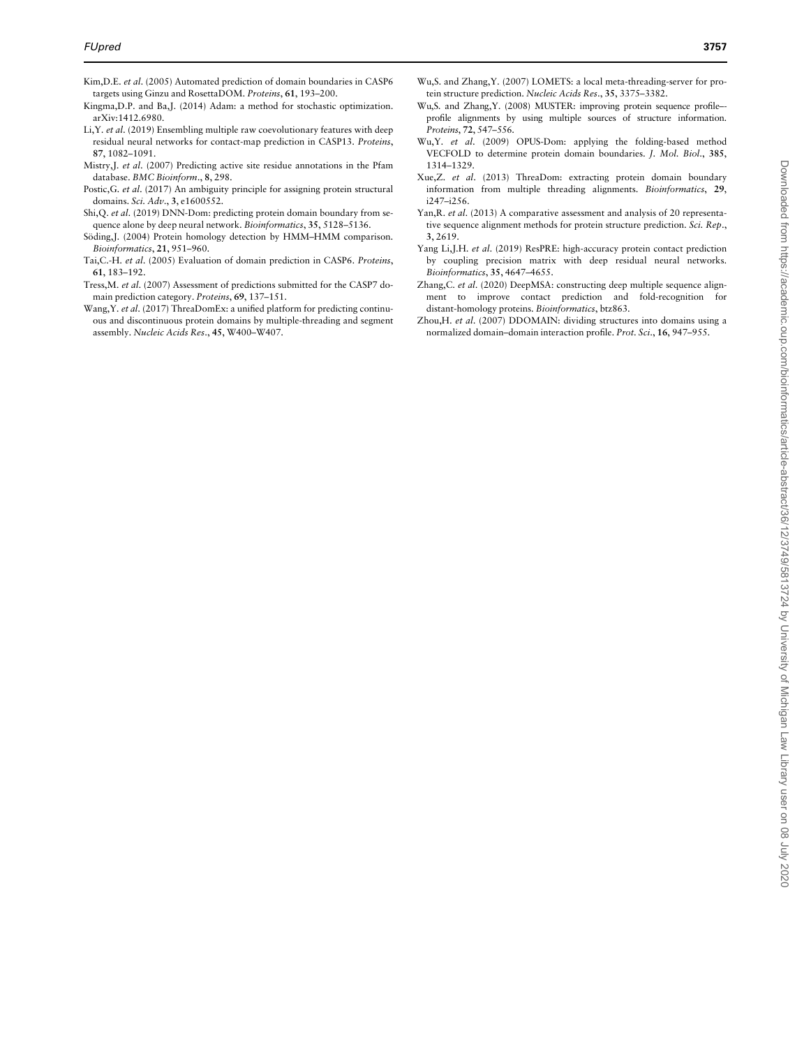Kim,D.E. *et al.* (2005) Automated prediction of domain boundaries in CASP6 targets using Ginzu and RosettaDOM. *Proteins*, **61**, 193–200.

Kingma,D.P. and Ba,J. (2014) Adam: a method for stochastic optimization. arXiv:1412.6980.

Li,Y. *et al.* (2019) Ensembling multiple raw coevolutionary features with deep residual neural networks for contact-map prediction in CASP13. *Proteins*, **87**, 1082–1091.

Mistry,J. *et al.* (2007) Predicting active site residue annotations in the Pfam database. *BMC Bioinform.*, **8**, 298.

Postic,G. *et al.* (2017) An ambiguity principle for assigning protein structural domains. *Sci. Adv.*, **3**, e1600552.

Shi,Q. *et al.* (2019) DNN-Dom: predicting protein domain boundary from sequence alone by deep neural network. *Bioinformatics*, **35**, 5128–5136.

Söding,J. (2004) Protein homology detection by HMM–HMM comparison. *Bioinformatics*, **21**, 951–960.

Tai,C.-H. *et al.* (2005) Evaluation of domain prediction in CASP6. *Proteins*, **61**, 183–192.

Tress,M. *et al.* (2007) Assessment of predictions submitted for the CASP7 domain prediction category. *Proteins*, **69**, 137–151.

Wang,Y. *et al.* (2017) ThreaDomEx: a unified platform for predicting continuous and discontinuous protein domains by multiple-threading and segment assembly. *Nucleic Acids Res.*, **45**, W400–W407.

Wu,S. and Zhang,Y. (2007) LOMETS: a local meta-threading-server for protein structure prediction. *Nucleic Acids Res.*, **35**, 3375–3382.

Wu,S. and Zhang,Y. (2008) MUSTER: improving protein sequence profile–profile alignments by using multiple sources of structure information. *Proteins*, **72**, 547–556.

Wu,Y. *et al.* (2009) OPUS-Dom: applying the folding-based method VECFOLD to determine protein domain boundaries. *J. Mol. Biol.*, **385**, 1314–1329.

Xue,Z. *et al.* (2013) ThreaDom: extracting protein domain boundary information from multiple threading alignments. *Bioinformatics*, **29**, i247–i256.

Yan,R. *et al.* (2013) A comparative assessment and analysis of 20 representative sequence alignment methods for protein structure prediction. *Sci. Rep.*, **3**, 2619.

Yang Li,J.H. *et al.* (2019) ResPRE: high-accuracy protein contact prediction by coupling precision matrix with deep residual neural networks. *Bioinformatics*, **35**, 4647–4655.

Zhang,C. *et al.* (2020) DeepMSA: constructing deep multiple sequence alignment to improve contact prediction and fold-recognition for distant-homology proteins. *Bioinformatics*, btz863.

Zhou,H. *et al.* (2007) DDOMAIN: dividing structures into domains using a normalized domain–domain interaction profile. *Prot. Sci.*, **16**, 947–955.